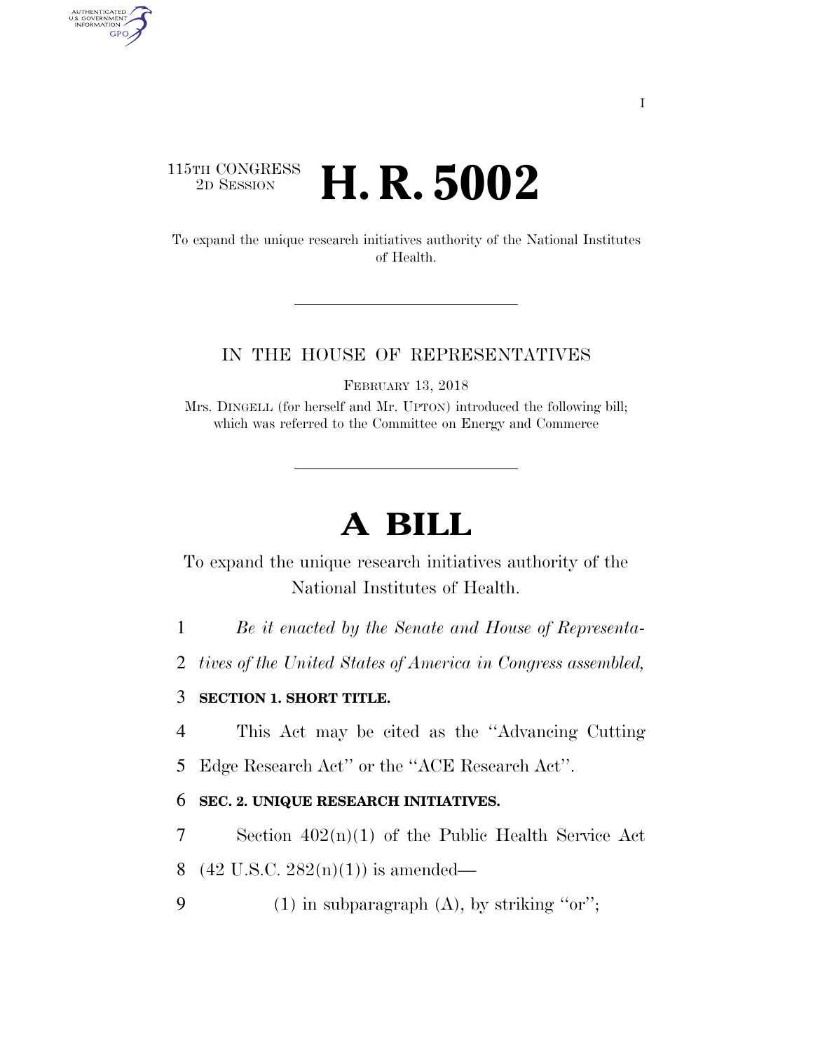115TH CONGRESS
2D SESSION

# H. R. 5002

To expand the unique research initiatives authority of the National Institutes of Health.

IN THE HOUSE OF REPRESENTATIVES

FEBRUARY 13, 2018

Mrs. DINGELL (for herself and Mr. UPTON) introduced the following bill; which was referred to the Committee on Energy and Commerce

# A BILL

To expand the unique research initiatives authority of the National Institutes of Health.

1 *Be it enacted by the Senate and House of Representa-*
2 *tives of the United States of America in Congress assembled,*

3 **SECTION 1. SHORT TITLE.**

4 This Act may be cited as the "Advancing Cutting
5 Edge Research Act" or the "ACE Research Act".

6 **SEC. 2. UNIQUE RESEARCH INITIATIVES.**

7 Section 402(n)(1) of the Public Health Service Act
8 (42 U.S.C. 282(n)(1)) is amended—
9 (1) in subparagraph (A), by striking "or";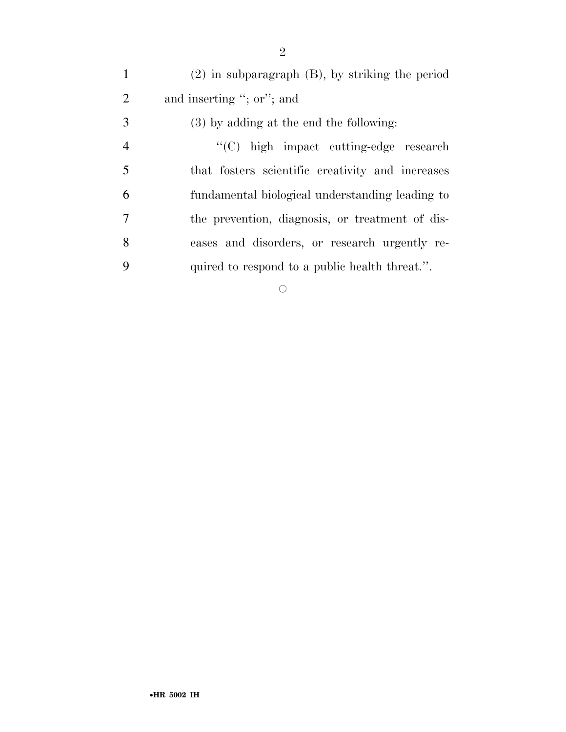(2) in subparagraph (B), by striking the period and inserting ''; or''; and

(3) by adding at the end the following:

''(C) high impact cutting-edge research that fosters scientific creativity and increases fundamental biological understanding leading to the prevention, diagnosis, or treatment of diseases and disorders, or research urgently required to respond to a public health threat.''.